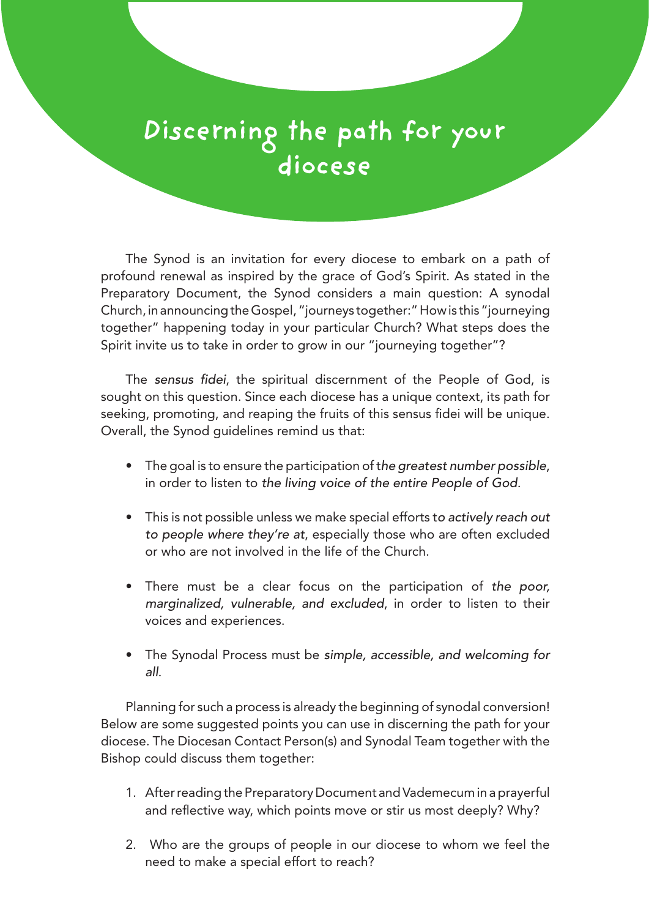# Discerning the path for your diocese

The Synod is an invitation for every diocese to embark on a path of profound renewal as inspired by the grace of God's Spirit. As stated in the Preparatory Document, the Synod considers a main question: A synodal Church, in announcing the Gospel, "journeys together:" How is this "journeying together" happening today in your particular Church? What steps does the Spirit invite us to take in order to grow in our "journeying together"?

The *sensus fidei*, the spiritual discernment of the People of God, is sought on this question. Since each diocese has a unique context, its path for seeking, promoting, and reaping the fruits of this sensus fidei will be unique. Overall, the Synod guidelines remind us that:

- The goal is to ensure the participation of *the greatest number possible*, in order to listen to *the living voice of the entire People of God*.
- This is not possible unless we make special efforts to *actively reach out to people where they're at*, especially those who are often excluded or who are not involved in the life of the Church.
- There must be a clear focus on the participation of *the poor, marginalized, vulnerable, and excluded*, in order to listen to their voices and experiences.
- The Synodal Process must be *simple, accessible, and welcoming for all*.

Planning for such a process is already the beginning of synodal conversion! Below are some suggested points you can use in discerning the path for your diocese. The Diocesan Contact Person(s) and Synodal Team together with the Bishop could discuss them together:

1. After reading the Preparatory Document and Vademecum in a prayerful and reflective way, which points move or stir us most deeply? Why?
2. Who are the groups of people in our diocese to whom we feel the need to make a special effort to reach?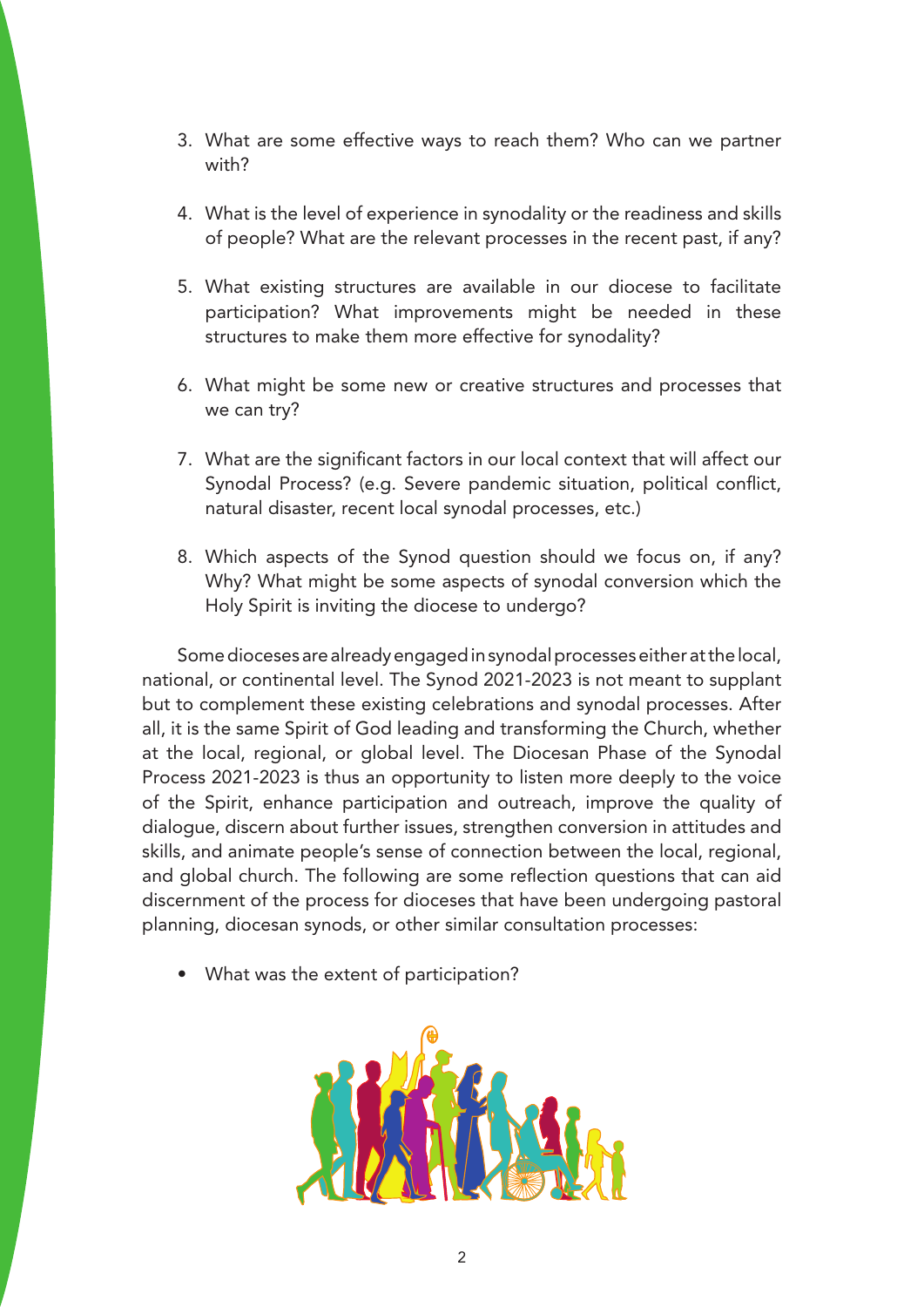3. What are some effective ways to reach them? Who can we partner with?

4. What is the level of experience in synodality or the readiness and skills of people? What are the relevant processes in the recent past, if any?

5. What existing structures are available in our diocese to facilitate participation? What improvements might be needed in these structures to make them more effective for synodality?

6. What might be some new or creative structures and processes that we can try?

7. What are the significant factors in our local context that will affect our Synodal Process? (e.g. Severe pandemic situation, political conflict, natural disaster, recent local synodal processes, etc.)

8. Which aspects of the Synod question should we focus on, if any? Why? What might be some aspects of synodal conversion which the Holy Spirit is inviting the diocese to undergo?

Some dioceses are already engaged in synodal processes either at the local, national, or continental level. The Synod 2021-2023 is not meant to supplant but to complement these existing celebrations and synodal processes. After all, it is the same Spirit of God leading and transforming the Church, whether at the local, regional, or global level. The Diocesan Phase of the Synodal Process 2021-2023 is thus an opportunity to listen more deeply to the voice of the Spirit, enhance participation and outreach, improve the quality of dialogue, discern about further issues, strengthen conversion in attitudes and skills, and animate people's sense of connection between the local, regional, and global church. The following are some reflection questions that can aid discernment of the process for dioceses that have been undergoing pastoral planning, diocesan synods, or other similar consultation processes:

- What was the extent of participation?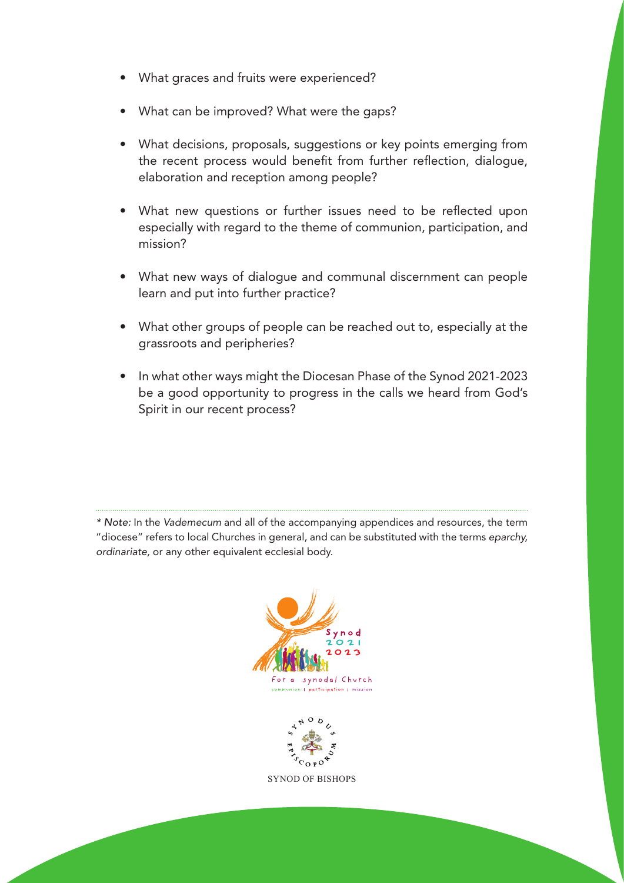- What graces and fruits were experienced?
- What can be improved? What were the gaps?
- What decisions, proposals, suggestions or key points emerging from the recent process would benefit from further reflection, dialogue, elaboration and reception among people?
- What new questions or further issues need to be reflected upon especially with regard to the theme of communion, participation, and mission?
- What new ways of dialogue and communal discernment can people learn and put into further practice?
- What other groups of people can be reached out to, especially at the grassroots and peripheries?
- In what other ways might the Diocesan Phase of the Synod 2021-2023 be a good opportunity to progress in the calls we heard from God's Spirit in our recent process?

---

*\* Note:* In the *Vademecum* and all of the accompanying appendices and resources, the term "diocese" refers to local Churches in general, and can be substituted with the terms *eparchy, ordinariate*, or any other equivalent ecclesial body.

Synod 2021 2023

For a synodal Church

communion | participation | mission

SYNODUS EPISCOPORUM

SYNOD OF BISHOPS